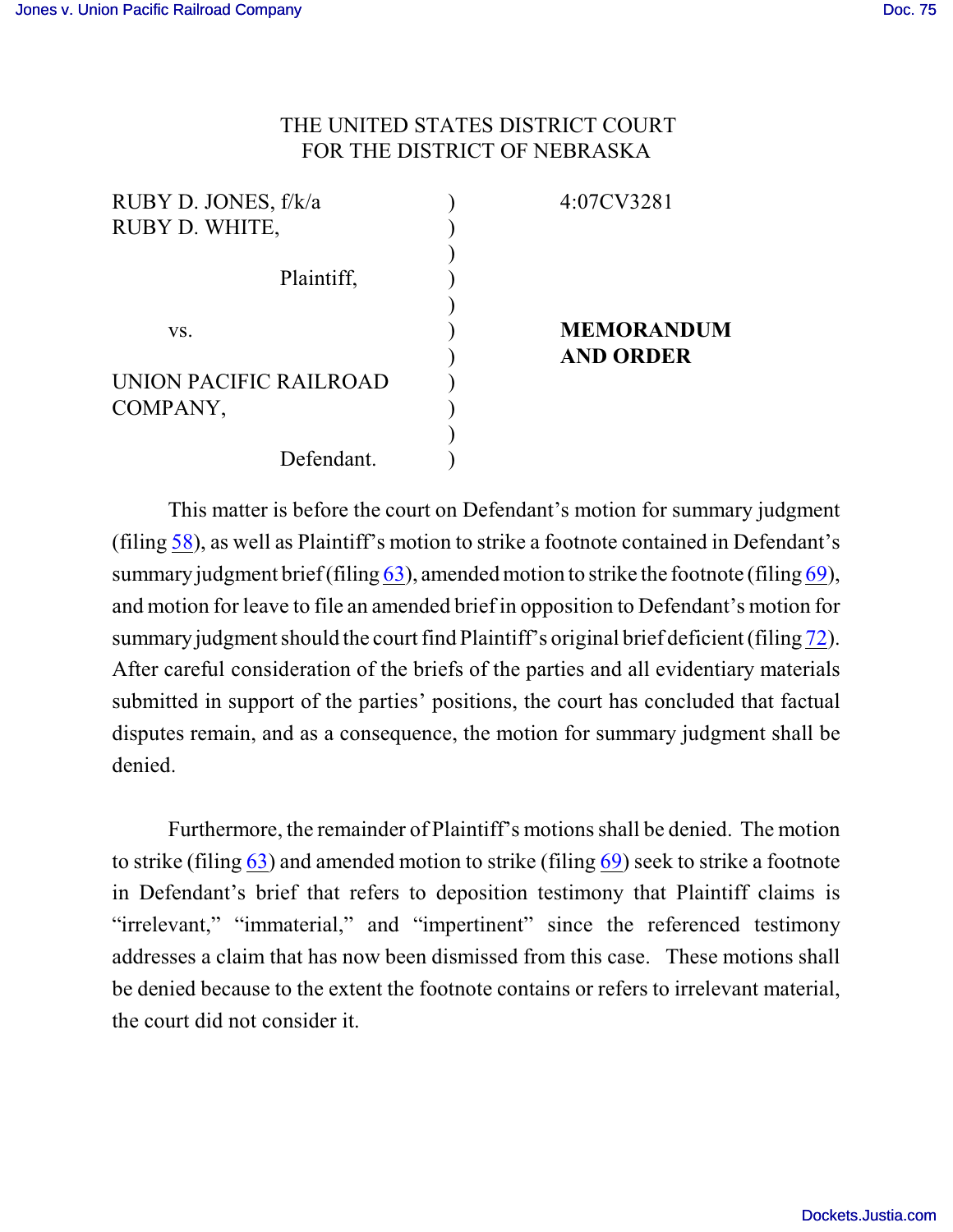THE UNITED STATES DISTRICT COURT
FOR THE DISTRICT OF NEBRASKA

| | | |
|---|---|---|
| RUBY D. JONES, f/k/a RUBY D. WHITE, | ) | 4:07CV3281 |
| Plaintiff, | ) | |
| vs. | ) | **MEMORANDUM AND ORDER** |
| UNION PACIFIC RAILROAD COMPANY, | ) | |
| Defendant. | ) | |

This matter is before the court on Defendant's motion for summary judgment (filing 58), as well as Plaintiff's motion to strike a footnote contained in Defendant's summary judgment brief (filing 63), amended motion to strike the footnote (filing 69), and motion for leave to file an amended brief in opposition to Defendant's motion for summary judgment should the court find Plaintiff's original brief deficient (filing 72). After careful consideration of the briefs of the parties and all evidentiary materials submitted in support of the parties' positions, the court has concluded that factual disputes remain, and as a consequence, the motion for summary judgment shall be denied.

Furthermore, the remainder of Plaintiff's motions shall be denied. The motion to strike (filing 63) and amended motion to strike (filing 69) seek to strike a footnote in Defendant's brief that refers to deposition testimony that Plaintiff claims is "irrelevant," "immaterial," and "impertinent" since the referenced testimony addresses a claim that has now been dismissed from this case. These motions shall be denied because to the extent the footnote contains or refers to irrelevant material, the court did not consider it.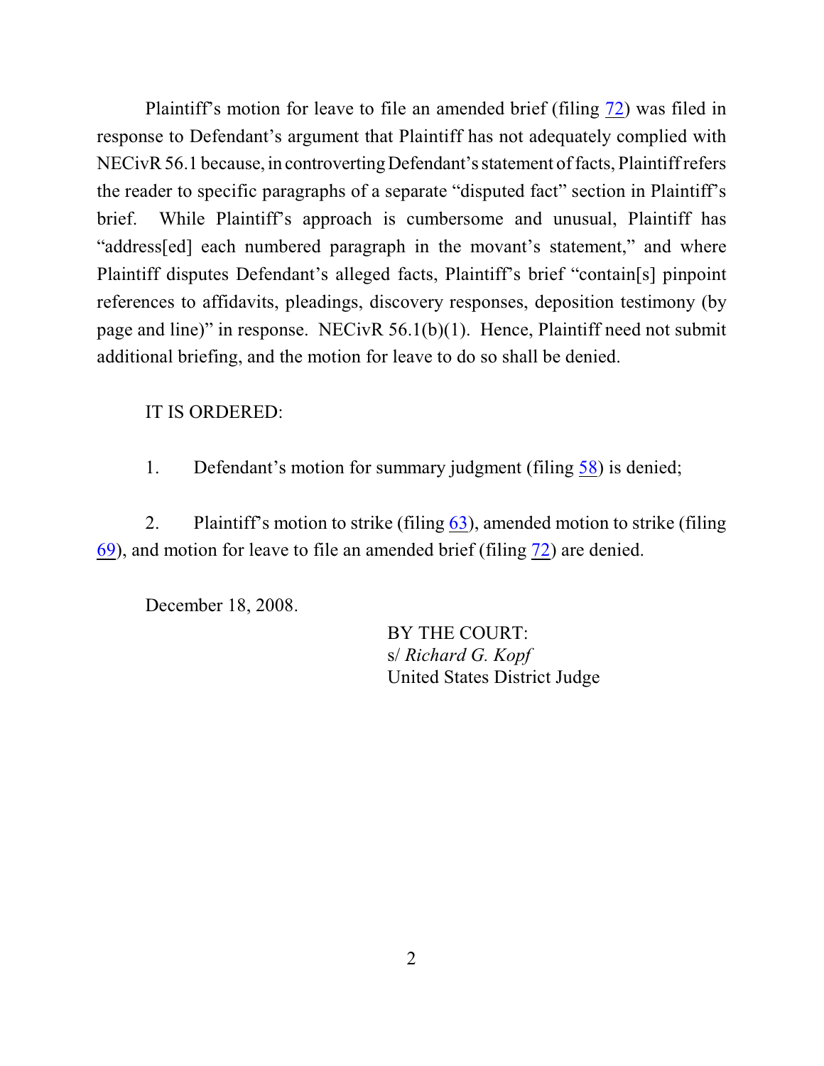Plaintiff's motion for leave to file an amended brief (filing 72) was filed in response to Defendant's argument that Plaintiff has not adequately complied with NECivR 56.1 because, in controverting Defendant's statement of facts, Plaintiff refers the reader to specific paragraphs of a separate "disputed fact" section in Plaintiff's brief. While Plaintiff's approach is cumbersome and unusual, Plaintiff has "address[ed] each numbered paragraph in the movant's statement," and where Plaintiff disputes Defendant's alleged facts, Plaintiff's brief "contain[s] pinpoint references to affidavits, pleadings, discovery responses, deposition testimony (by page and line)" in response. NECivR 56.1(b)(1). Hence, Plaintiff need not submit additional briefing, and the motion for leave to do so shall be denied.

IT IS ORDERED:

1. Defendant's motion for summary judgment (filing 58) is denied;

2. Plaintiff's motion to strike (filing 63), amended motion to strike (filing 69), and motion for leave to file an amended brief (filing 72) are denied.

December 18, 2008.

BY THE COURT:
s/ *Richard G. Kopf*
United States District Judge